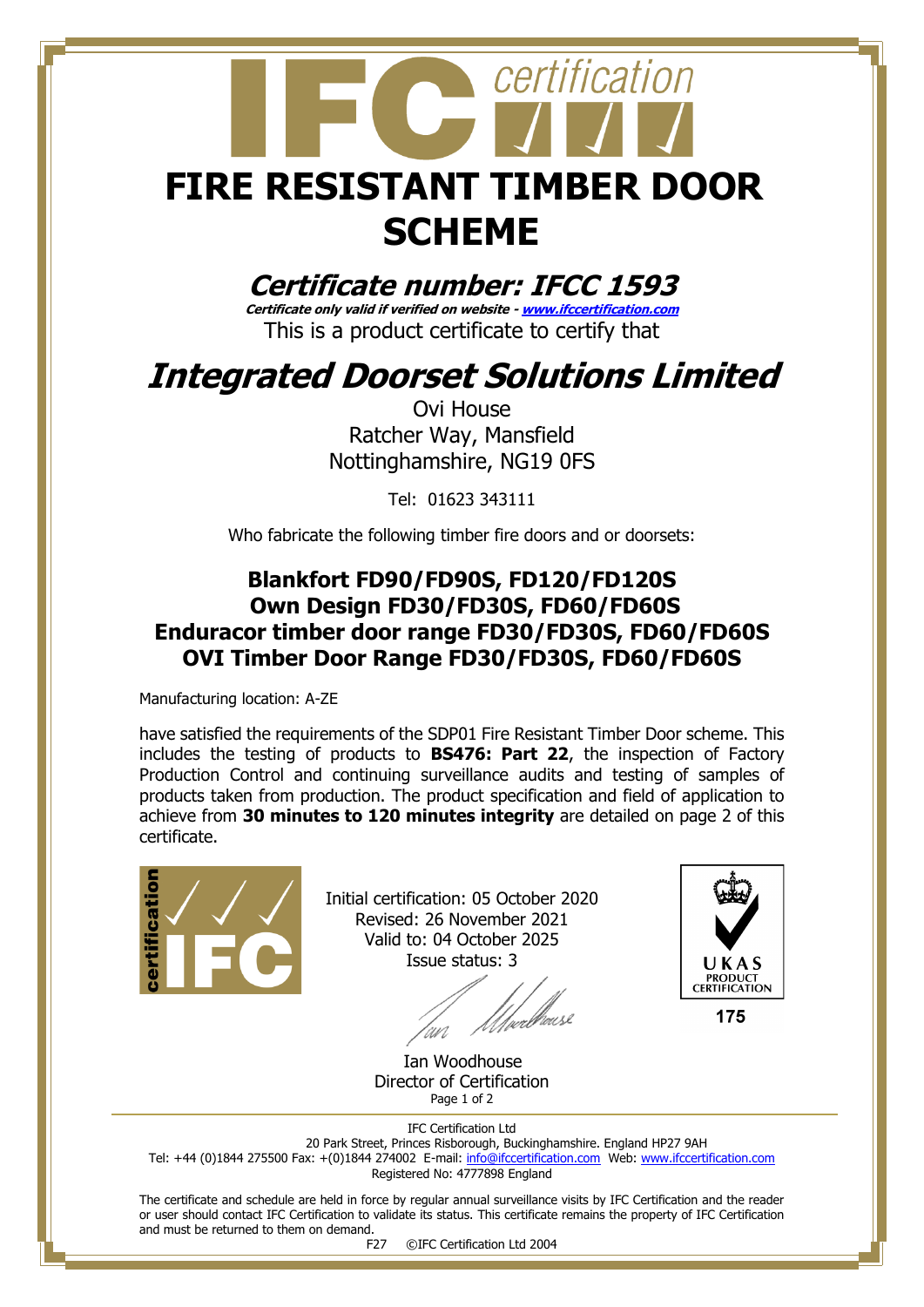# FIRE RESISTANT TIMBER DOOR SCHEME

## *Certificate number: IFCC 1593*

***Certificate only valid if verified on website - www.ifccertification.com***

This is a product certificate to certify that

# *Integrated Doorset Solutions Limited*

Ovi House
Ratcher Way, Mansfield
Nottinghamshire, NG19 0FS

Tel: 01623 343111

Who fabricate the following timber fire doors and or doorsets:

### Blankfort FD90/FD90S, FD120/FD120S
### Own Design FD30/FD30S, FD60/FD60S
### Enduracor timber door range FD30/FD30S, FD60/FD60S
### OVI Timber Door Range FD30/FD30S, FD60/FD60S

Manufacturing location: A-ZE

have satisfied the requirements of the SDP01 Fire Resistant Timber Door scheme. This includes the testing of products to **BS476: Part 22**, the inspection of Factory Production Control and continuing surveillance audits and testing of samples of products taken from production. The product specification and field of application to achieve from **30 minutes to 120 minutes integrity** are detailed on page 2 of this certificate.

Initial certification: 05 October 2020
Revised: 26 November 2021
Valid to: 04 October 2025
Issue status: 3

Ian Woodhouse
Director of Certification

UKAS PRODUCT CERTIFICATION
175

IFC Certification Ltd
20 Park Street, Princes Risborough, Buckinghamshire. England HP27 9AH
Tel: +44 (0)1844 275500 Fax: +(0)1844 274002 E-mail: info@ifccertification.com Web: www.ifccertification.com
Registered No: 4777898 England

The certificate and schedule are held in force by regular annual surveillance visits by IFC Certification and the reader or user should contact IFC Certification to validate its status. This certificate remains the property of IFC Certification and must be returned to them on demand.

F27 ©IFC Certification Ltd 2004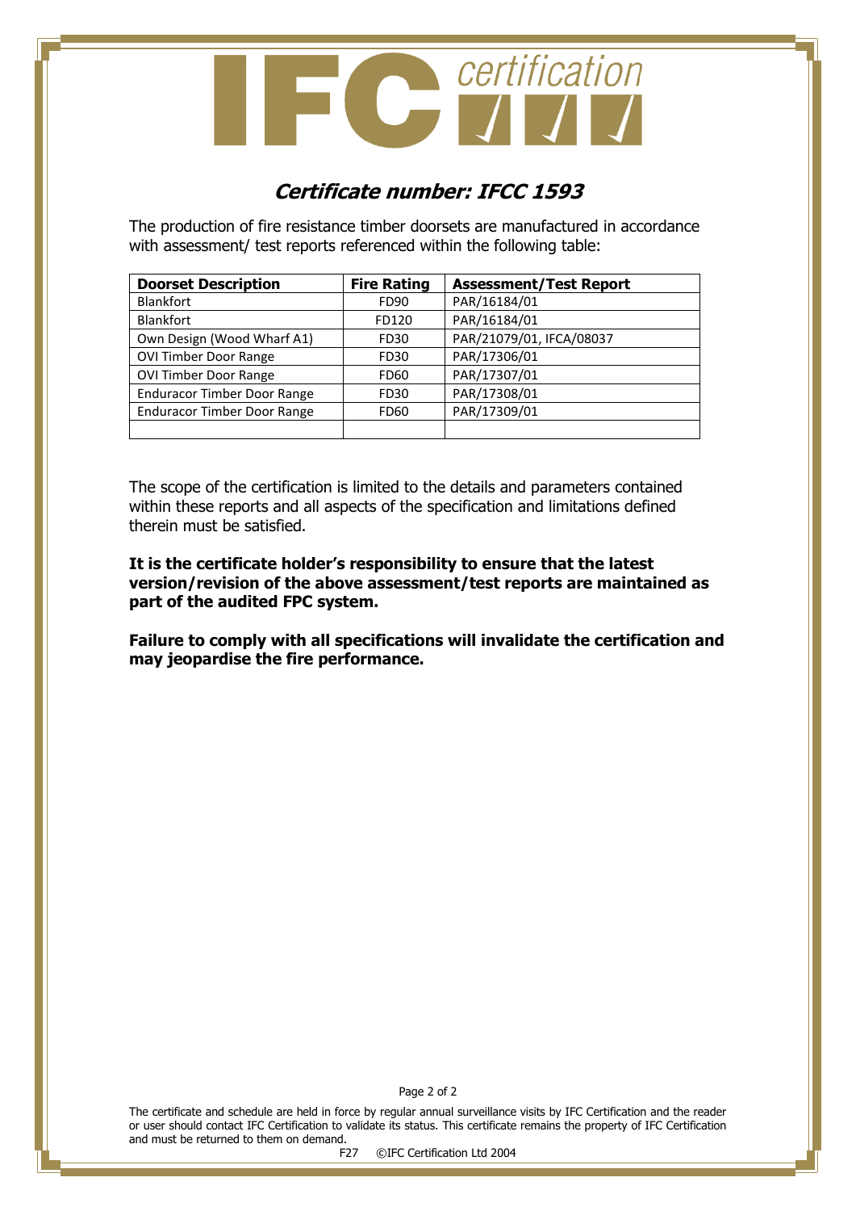## *Certificate number: IFCC 1593*

The production of fire resistance timber doorsets are manufactured in accordance with assessment/ test reports referenced within the following table:

| Doorset Description | Fire Rating | Assessment/Test Report |
|---|---|---|
| Blankfort | FD90 | PAR/16184/01 |
| Blankfort | FD120 | PAR/16184/01 |
| Own Design (Wood Wharf A1) | FD30 | PAR/21079/01, IFCA/08037 |
| OVI Timber Door Range | FD30 | PAR/17306/01 |
| OVI Timber Door Range | FD60 | PAR/17307/01 |
| Enduracor Timber Door Range | FD30 | PAR/17308/01 |
| Enduracor Timber Door Range | FD60 | PAR/17309/01 |
| | | |

The scope of the certification is limited to the details and parameters contained within these reports and all aspects of the specification and limitations defined therein must be satisfied.

**It is the certificate holder's responsibility to ensure that the latest version/revision of the above assessment/test reports are maintained as part of the audited FPC system.**

**Failure to comply with all specifications will invalidate the certification and may jeopardise the fire performance.**

The certificate and schedule are held in force by regular annual surveillance visits by IFC Certification and the reader or user should contact IFC Certification to validate its status. This certificate remains the property of IFC Certification and must be returned to them on demand.

F27 ©IFC Certification Ltd 2004